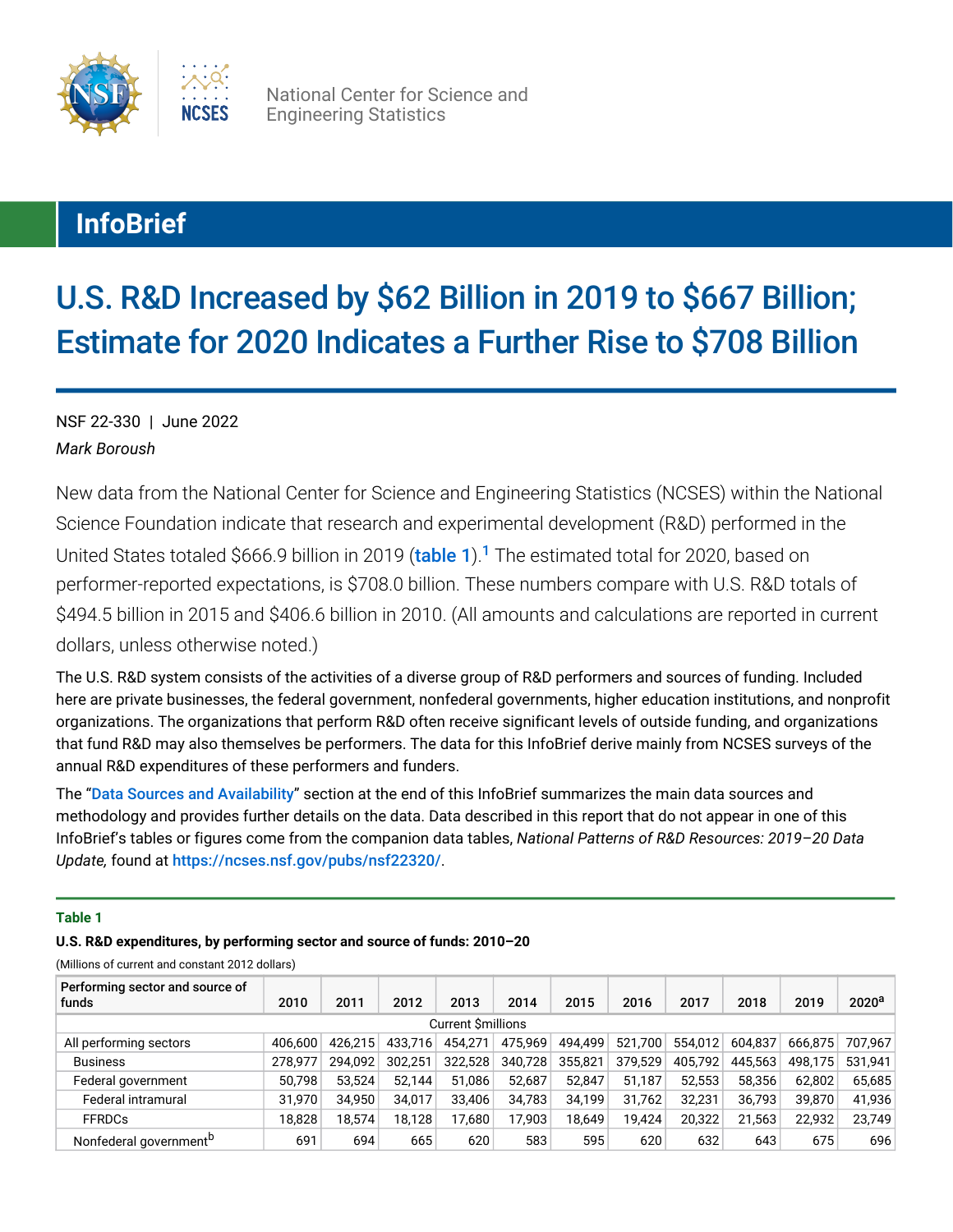National Center for Science and Engineering Statistics

## InfoBrief

# U.S. R&D Increased by $62 Billion in 2019 to $667 Billion; Estimate for 2020 Indicates a Further Rise to $708 Billion

NSF 22-330 | June 2022

*Mark Boroush*

New data from the National Center for Science and Engineering Statistics (NCSES) within the National Science Foundation indicate that research and experimental development (R&D) performed in the United States totaled $666.9 billion in 2019 (table 1).[1] The estimated total for 2020, based on performer-reported expectations, is $708.0 billion. These numbers compare with U.S. R&D totals of $494.5 billion in 2015 and $406.6 billion in 2010. (All amounts and calculations are reported in current dollars, unless otherwise noted.)

The U.S. R&D system consists of the activities of a diverse group of R&D performers and sources of funding. Included here are private businesses, the federal government, nonfederal governments, higher education institutions, and nonprofit organizations. The organizations that perform R&D often receive significant levels of outside funding, and organizations that fund R&D may also themselves be performers. The data for this InfoBrief derive mainly from NCSES surveys of the annual R&D expenditures of these performers and funders.

The "Data Sources and Availability" section at the end of this InfoBrief summarizes the main data sources and methodology and provides further details on the data. Data described in this report that do not appear in one of this InfoBrief's tables or figures come from the companion data tables, *National Patterns of R&D Resources: 2019–20 Data Update,* found at https://ncses.nsf.gov/pubs/nsf22320/.

**Table 1**

**U.S. R&D expenditures, by performing sector and source of funds: 2010–20**

(Millions of current and constant 2012 dollars)

| Performing sector and source of funds | 2010 | 2011 | 2012 | 2013 | 2014 | 2015 | 2016 | 2017 | 2018 | 2019 | 2020[a] |
|---|---|---|---|---|---|---|---|---|---|---|---|
| Current $millions | | | | | | | | | | | |
| All performing sectors | 406,600 | 426,215 | 433,716 | 454,271 | 475,969 | 494,499 | 521,700 | 554,012 | 604,837 | 666,875 | 707,967 |
| Business | 278,977 | 294,092 | 302,251 | 322,528 | 340,728 | 355,821 | 379,529 | 405,792 | 445,563 | 498,175 | 531,941 |
| Federal government | 50,798 | 53,524 | 52,144 | 51,086 | 52,687 | 52,847 | 51,187 | 52,553 | 58,356 | 62,802 | 65,685 |
| Federal intramural | 31,970 | 34,950 | 34,017 | 33,406 | 34,783 | 34,199 | 31,762 | 32,231 | 36,793 | 39,870 | 41,936 |
| FFRDCs | 18,828 | 18,574 | 18,128 | 17,680 | 17,903 | 18,649 | 19,424 | 20,322 | 21,563 | 22,932 | 23,749 |
| Nonfederal government[b] | 691 | 694 | 665 | 620 | 583 | 595 | 620 | 632 | 643 | 675 | 696 |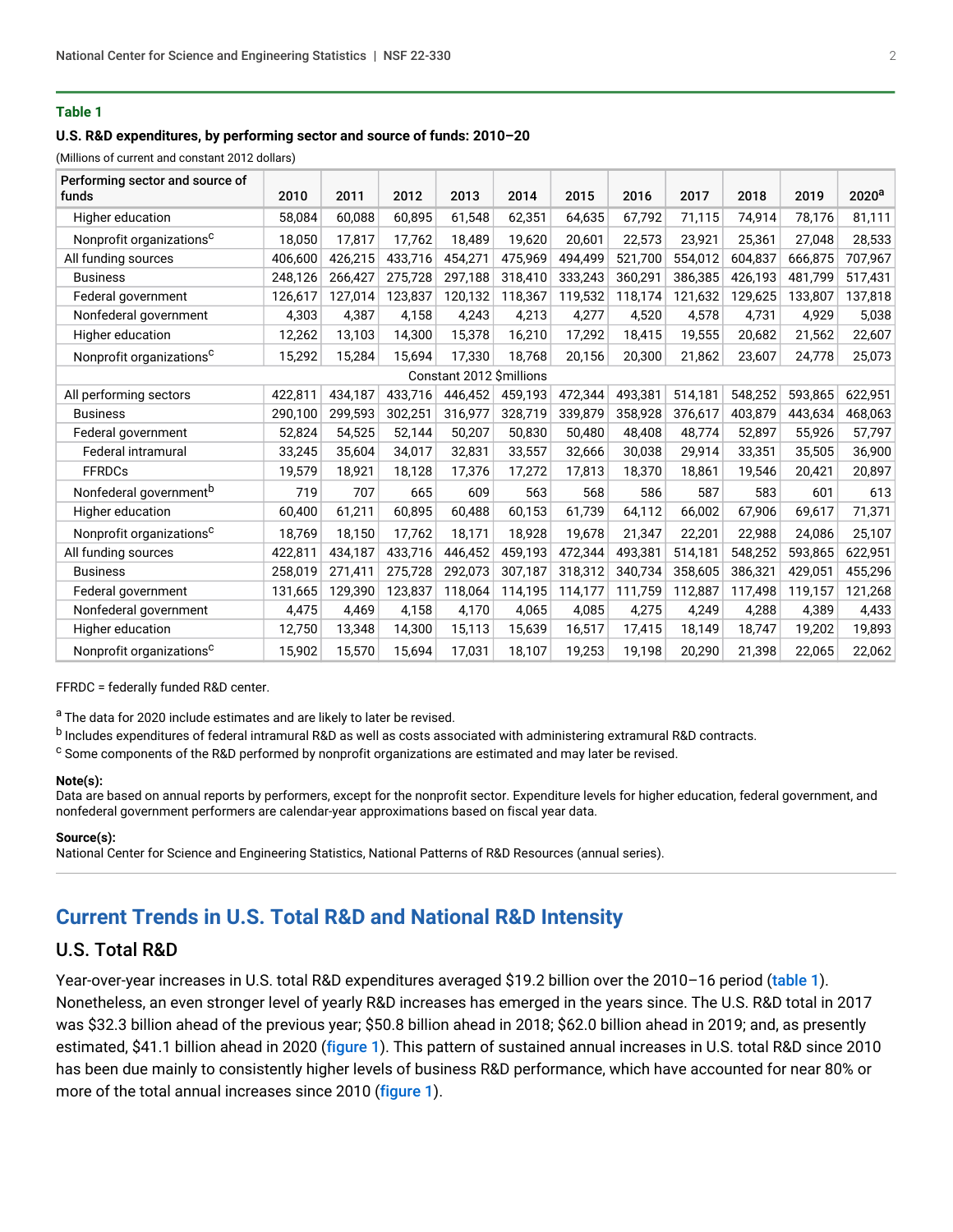**Table 1**

**U.S. R&D expenditures, by performing sector and source of funds: 2010–20**

(Millions of current and constant 2012 dollars)

| Performing sector and source of funds | 2010 | 2011 | 2012 | 2013 | 2014 | 2015 | 2016 | 2017 | 2018 | 2019 | 2020[a] |
|---|---|---|---|---|---|---|---|---|---|---|---|
| Higher education | 58,084 | 60,088 | 60,895 | 61,548 | 62,351 | 64,635 | 67,792 | 71,115 | 74,914 | 78,176 | 81,111 |
| Nonprofit organizations[c] | 18,050 | 17,817 | 17,762 | 18,489 | 19,620 | 20,601 | 22,573 | 23,921 | 25,361 | 27,048 | 28,533 |
| All funding sources | 406,600 | 426,215 | 433,716 | 454,271 | 475,969 | 494,499 | 521,700 | 554,012 | 604,837 | 666,875 | 707,967 |
| Business | 248,126 | 266,427 | 275,728 | 297,188 | 318,410 | 333,243 | 360,291 | 386,385 | 426,193 | 481,799 | 517,431 |
| Federal government | 126,617 | 127,014 | 123,837 | 120,132 | 118,367 | 119,532 | 118,174 | 121,632 | 129,625 | 133,807 | 137,818 |
| Nonfederal government | 4,303 | 4,387 | 4,158 | 4,243 | 4,213 | 4,277 | 4,520 | 4,578 | 4,731 | 4,929 | 5,038 |
| Higher education | 12,262 | 13,103 | 14,300 | 15,378 | 16,210 | 17,292 | 18,415 | 19,555 | 20,682 | 21,562 | 22,607 |
| Nonprofit organizations[c] | 15,292 | 15,284 | 15,694 | 17,330 | 18,768 | 20,156 | 20,300 | 21,862 | 23,607 | 24,778 | 25,073 |
| Constant 2012 $millions | | | | | | | | | | | |
| All performing sectors | 422,811 | 434,187 | 433,716 | 446,452 | 459,193 | 472,344 | 493,381 | 514,181 | 548,252 | 593,865 | 622,951 |
| Business | 290,100 | 299,593 | 302,251 | 316,977 | 328,719 | 339,879 | 358,928 | 376,617 | 403,879 | 443,634 | 468,063 |
| Federal government | 52,824 | 54,525 | 52,144 | 50,207 | 50,830 | 50,480 | 48,408 | 48,774 | 52,897 | 55,926 | 57,797 |
| Federal intramural | 33,245 | 35,604 | 34,017 | 32,831 | 33,557 | 32,666 | 30,038 | 29,914 | 33,351 | 35,505 | 36,900 |
| FFRDCs | 19,579 | 18,921 | 18,128 | 17,376 | 17,272 | 17,813 | 18,370 | 18,861 | 19,546 | 20,421 | 20,897 |
| Nonfederal government[b] | 719 | 707 | 665 | 609 | 563 | 568 | 586 | 587 | 583 | 601 | 613 |
| Higher education | 60,400 | 61,211 | 60,895 | 60,488 | 60,153 | 61,739 | 64,112 | 66,002 | 67,906 | 69,617 | 71,371 |
| Nonprofit organizations[c] | 18,769 | 18,150 | 17,762 | 18,171 | 18,928 | 19,678 | 21,347 | 22,201 | 22,988 | 24,086 | 25,107 |
| All funding sources | 422,811 | 434,187 | 433,716 | 446,452 | 459,193 | 472,344 | 493,381 | 514,181 | 548,252 | 593,865 | 622,951 |
| Business | 258,019 | 271,411 | 275,728 | 292,073 | 307,187 | 318,312 | 340,734 | 358,605 | 386,321 | 429,051 | 455,296 |
| Federal government | 131,665 | 129,390 | 123,837 | 118,064 | 114,195 | 114,177 | 111,759 | 112,887 | 117,498 | 119,157 | 121,268 |
| Nonfederal government | 4,475 | 4,469 | 4,158 | 4,170 | 4,065 | 4,085 | 4,275 | 4,249 | 4,288 | 4,389 | 4,433 |
| Higher education | 12,750 | 13,348 | 14,300 | 15,113 | 15,639 | 16,517 | 17,415 | 18,149 | 18,747 | 19,202 | 19,893 |
| Nonprofit organizations[c] | 15,902 | 15,570 | 15,694 | 17,031 | 18,107 | 19,253 | 19,198 | 20,290 | 21,398 | 22,065 | 22,062 |

FFRDC = federally funded R&D center.

[a] The data for 2020 include estimates and are likely to later be revised.

[b] Includes expenditures of federal intramural R&D as well as costs associated with administering extramural R&D contracts.

[c] Some components of the R&D performed by nonprofit organizations are estimated and may later be revised.

**Note(s):**
Data are based on annual reports by performers, except for the nonprofit sector. Expenditure levels for higher education, federal government, and nonfederal government performers are calendar-year approximations based on fiscal year data.

**Source(s):**
National Center for Science and Engineering Statistics, National Patterns of R&D Resources (annual series).

## Current Trends in U.S. Total R&D and National R&D Intensity

### U.S. Total R&D

Year-over-year increases in U.S. total R&D expenditures averaged $19.2 billion over the 2010–16 period (table 1). Nonetheless, an even stronger level of yearly R&D increases has emerged in the years since. The U.S. R&D total in 2017 was $32.3 billion ahead of the previous year; $50.8 billion ahead in 2018; $62.0 billion ahead in 2019; and, as presently estimated, $41.1 billion ahead in 2020 (figure 1). This pattern of sustained annual increases in U.S. total R&D since 2010 has been due mainly to consistently higher levels of business R&D performance, which have accounted for near 80% or more of the total annual increases since 2010 (figure 1).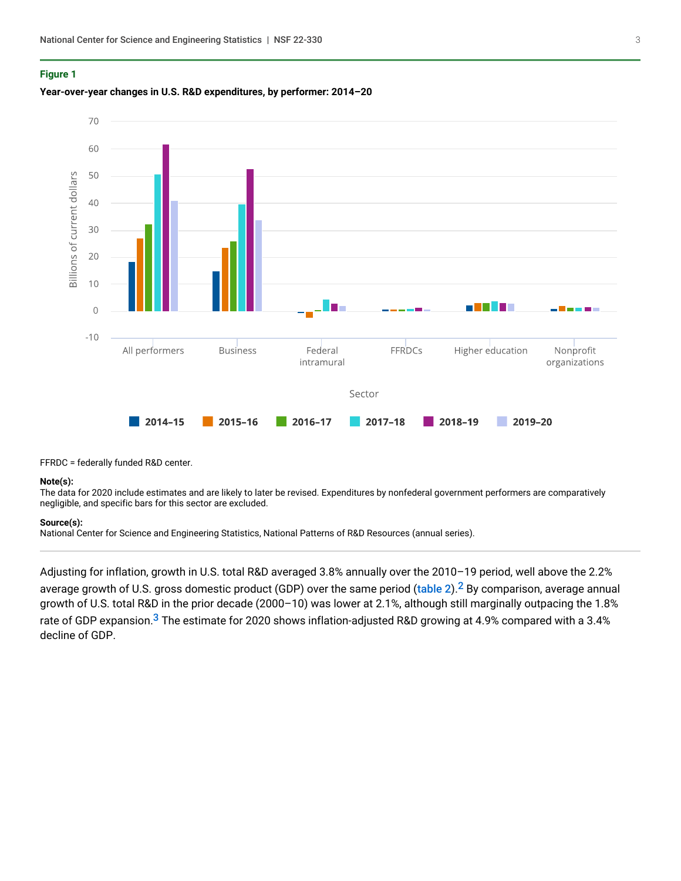**Figure 1**

**Year-over-year changes in U.S. R&D expenditures, by performer: 2014–20**

FFRDC = federally funded R&D center.

**Note(s):**
The data for 2020 include estimates and are likely to later be revised. Expenditures by nonfederal government performers are comparatively negligible, and specific bars for this sector are excluded.

**Source(s):**
National Center for Science and Engineering Statistics, National Patterns of R&D Resources (annual series).

---

Adjusting for inflation, growth in U.S. total R&D averaged 3.8% annually over the 2010–19 period, well above the 2.2% average growth of U.S. gross domestic product (GDP) over the same period (table 2).[2] By comparison, average annual growth of U.S. total R&D in the prior decade (2000–10) was lower at 2.1%, although still marginally outpacing the 1.8% rate of GDP expansion.[3] The estimate for 2020 shows inflation-adjusted R&D growing at 4.9% compared with a 3.4% decline of GDP.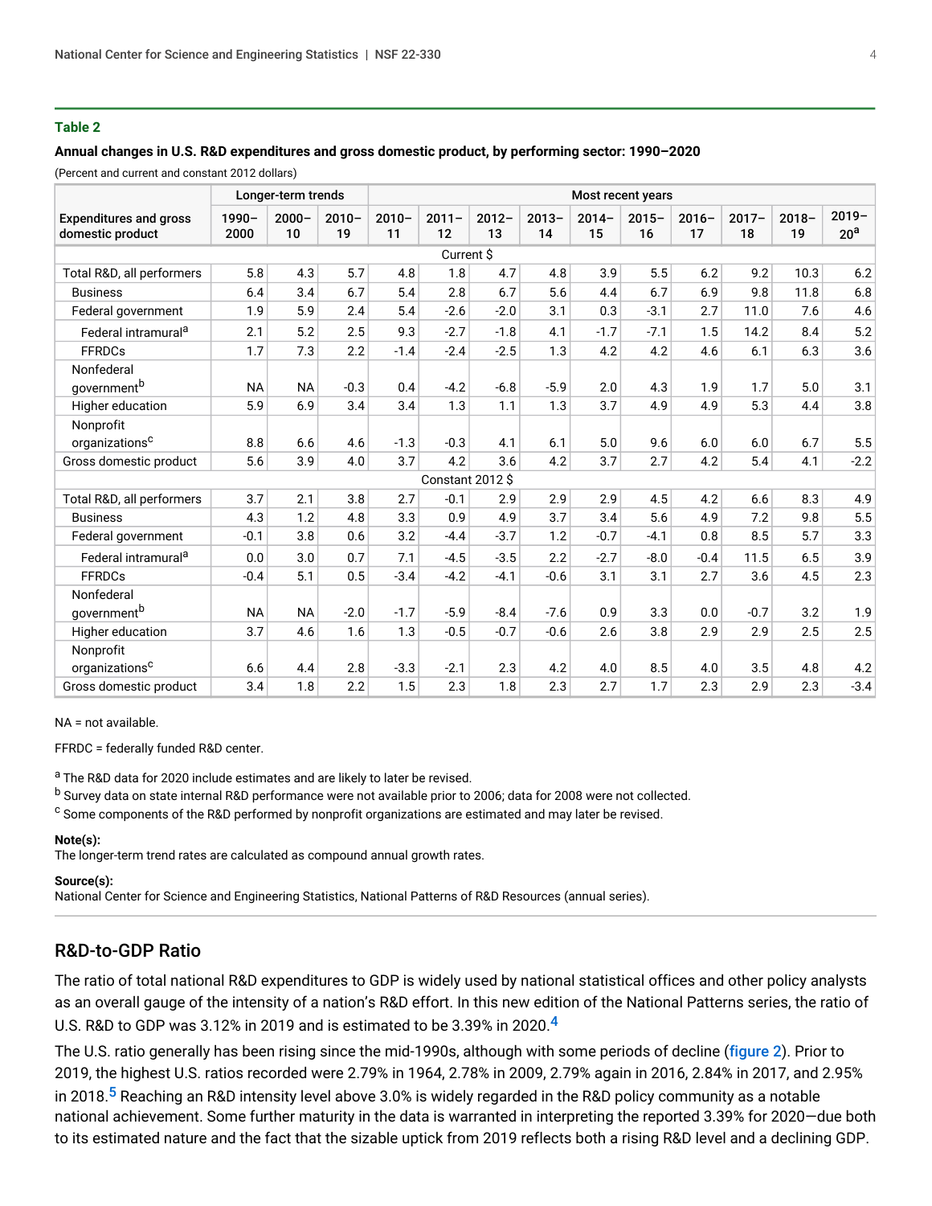**Table 2**

**Annual changes in U.S. R&D expenditures and gross domestic product, by performing sector: 1990–2020**

(Percent and current and constant 2012 dollars)

| Expenditures and gross domestic product | Longer-term trends | | | Most recent years | | | | | | | | | |
|---|---|---|---|---|---|---|---|---|---|---|---|---|---|
| | 1990–2000 | 2000–10 | 2010–19 | 2010–11 | 2011–12 | 2012–13 | 2013–14 | 2014–15 | 2015–16 | 2016–17 | 2017–18 | 2018–19 | 2019–20[a] |
| | | | | | | Current $ | | | | | | | |
| Total R&D, all performers | 5.8 | 4.3 | 5.7 | 4.8 | 1.8 | 4.7 | 4.8 | 3.9 | 5.5 | 6.2 | 9.2 | 10.3 | 6.2 |
| Business | 6.4 | 3.4 | 6.7 | 5.4 | 2.8 | 6.7 | 5.6 | 4.4 | 6.7 | 6.9 | 9.8 | 11.8 | 6.8 |
| Federal government | 1.9 | 5.9 | 2.4 | 5.4 | -2.6 | -2.0 | 3.1 | 0.3 | -3.1 | 2.7 | 11.0 | 7.6 | 4.6 |
| Federal intramural[a] | 2.1 | 5.2 | 2.5 | 9.3 | -2.7 | -1.8 | 4.1 | -1.7 | -7.1 | 1.5 | 14.2 | 8.4 | 5.2 |
| FFRDCs | 1.7 | 7.3 | 2.2 | -1.4 | -2.4 | -2.5 | 1.3 | 4.2 | 4.2 | 4.6 | 6.1 | 6.3 | 3.6 |
| Nonfederal government[b] | NA | NA | -0.3 | 0.4 | -4.2 | -6.8 | -5.9 | 2.0 | 4.3 | 1.9 | 1.7 | 5.0 | 3.1 |
| Higher education | 5.9 | 6.9 | 3.4 | 3.4 | 1.3 | 1.1 | 1.3 | 3.7 | 4.9 | 4.9 | 5.3 | 4.4 | 3.8 |
| Nonprofit organizations[c] | 8.8 | 6.6 | 4.6 | -1.3 | -0.3 | 4.1 | 6.1 | 5.0 | 9.6 | 6.0 | 6.0 | 6.7 | 5.5 |
| Gross domestic product | 5.6 | 3.9 | 4.0 | 3.7 | 4.2 | 3.6 | 4.2 | 3.7 | 2.7 | 4.2 | 5.4 | 4.1 | -2.2 |
| | | | | | | Constant 2012 $ | | | | | | | |
| Total R&D, all performers | 3.7 | 2.1 | 3.8 | 2.7 | -0.1 | 2.9 | 2.9 | 2.9 | 4.5 | 4.2 | 6.6 | 8.3 | 4.9 |
| Business | 4.3 | 1.2 | 4.8 | 3.3 | 0.9 | 4.9 | 3.7 | 3.4 | 5.6 | 4.9 | 7.2 | 9.8 | 5.5 |
| Federal government | -0.1 | 3.8 | 0.6 | 3.2 | -4.4 | -3.7 | 1.2 | -0.7 | -4.1 | 0.8 | 8.5 | 5.7 | 3.3 |
| Federal intramural[a] | 0.0 | 3.0 | 0.7 | 7.1 | -4.5 | -3.5 | 2.2 | -2.7 | -8.0 | -0.4 | 11.5 | 6.5 | 3.9 |
| FFRDCs | -0.4 | 5.1 | 0.5 | -3.4 | -4.2 | -4.1 | -0.6 | 3.1 | 3.1 | 2.7 | 3.6 | 4.5 | 2.3 |
| Nonfederal government[b] | NA | NA | -2.0 | -1.7 | -5.9 | -8.4 | -7.6 | 0.9 | 3.3 | 0.0 | -0.7 | 3.2 | 1.9 |
| Higher education | 3.7 | 4.6 | 1.6 | 1.3 | -0.5 | -0.7 | -0.6 | 2.6 | 3.8 | 2.9 | 2.9 | 2.5 | 2.5 |
| Nonprofit organizations[c] | 6.6 | 4.4 | 2.8 | -3.3 | -2.1 | 2.3 | 4.2 | 4.0 | 8.5 | 4.0 | 3.5 | 4.8 | 4.2 |
| Gross domestic product | 3.4 | 1.8 | 2.2 | 1.5 | 2.3 | 1.8 | 2.3 | 2.7 | 1.7 | 2.3 | 2.9 | 2.3 | -3.4 |

NA = not available.

FFRDC = federally funded R&D center.

[a] The R&D data for 2020 include estimates and are likely to later be revised.
[b] Survey data on state internal R&D performance were not available prior to 2006; data for 2008 were not collected.
[c] Some components of the R&D performed by nonprofit organizations are estimated and may later be revised.

**Note(s):**
The longer-term trend rates are calculated as compound annual growth rates.

**Source(s):**
National Center for Science and Engineering Statistics, National Patterns of R&D Resources (annual series).

## R&D-to-GDP Ratio

The ratio of total national R&D expenditures to GDP is widely used by national statistical offices and other policy analysts as an overall gauge of the intensity of a nation's R&D effort. In this new edition of the National Patterns series, the ratio of U.S. R&D to GDP was 3.12% in 2019 and is estimated to be 3.39% in 2020.[4]

The U.S. ratio generally has been rising since the mid-1990s, although with some periods of decline (figure 2). Prior to 2019, the highest U.S. ratios recorded were 2.79% in 1964, 2.78% in 2009, 2.79% again in 2016, 2.84% in 2017, and 2.95% in 2018.[5] Reaching an R&D intensity level above 3.0% is widely regarded in the R&D policy community as a notable national achievement. Some further maturity in the data is warranted in interpreting the reported 3.39% for 2020—due both to its estimated nature and the fact that the sizable uptick from 2019 reflects both a rising R&D level and a declining GDP.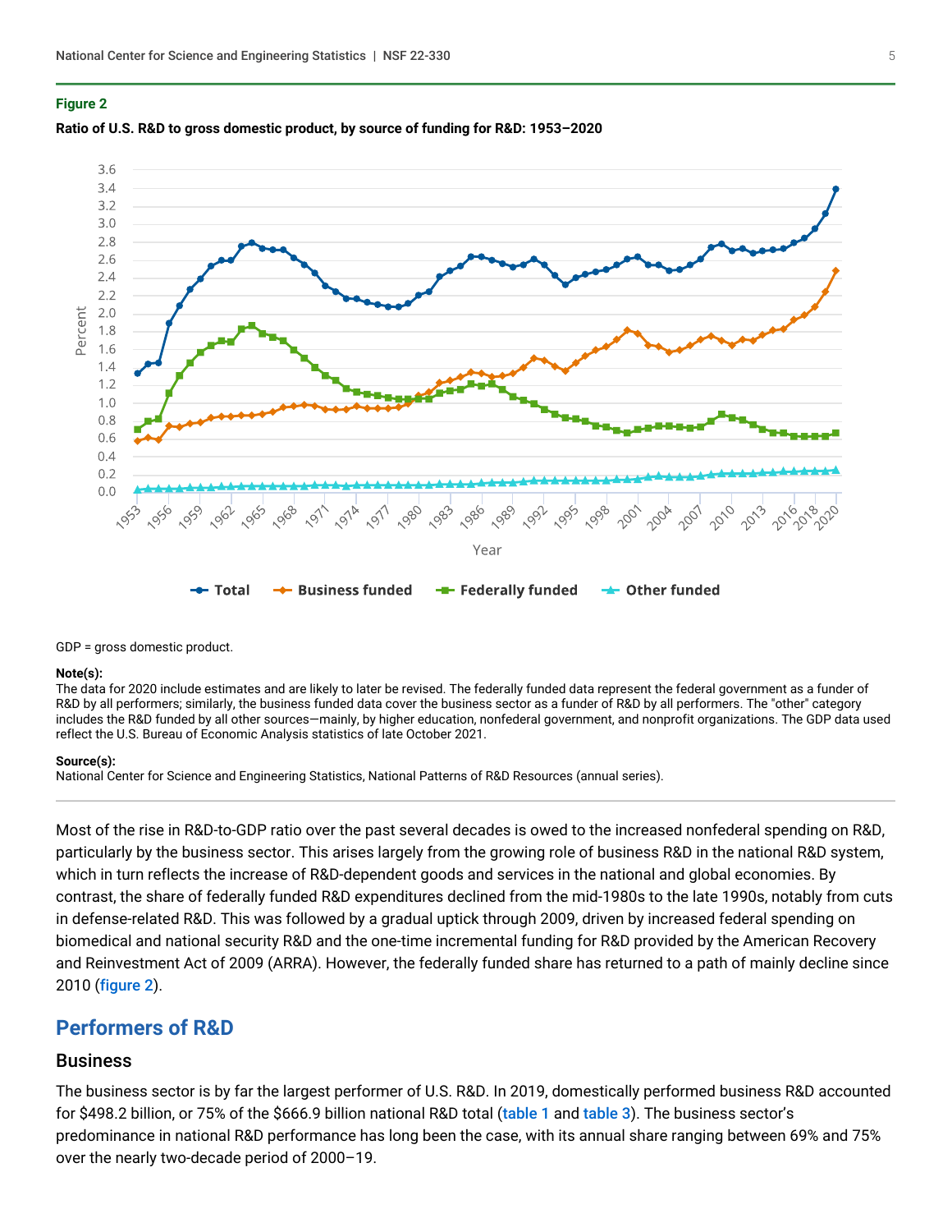**Figure 2**

**Ratio of U.S. R&D to gross domestic product, by source of funding for R&D: 1953–2020**

GDP = gross domestic product.

**Note(s):**
The data for 2020 include estimates and are likely to later be revised. The federally funded data represent the federal government as a funder of R&D by all performers; similarly, the business funded data cover the business sector as a funder of R&D by all performers. The "other" category includes the R&D funded by all other sources—mainly, by higher education, nonfederal government, and nonprofit organizations. The GDP data used reflect the U.S. Bureau of Economic Analysis statistics of late October 2021.

**Source(s):**
National Center for Science and Engineering Statistics, National Patterns of R&D Resources (annual series).

Most of the rise in R&D-to-GDP ratio over the past several decades is owed to the increased nonfederal spending on R&D, particularly by the business sector. This arises largely from the growing role of business R&D in the national R&D system, which in turn reflects the increase of R&D-dependent goods and services in the national and global economies. By contrast, the share of federally funded R&D expenditures declined from the mid-1980s to the late 1990s, notably from cuts in defense-related R&D. This was followed by a gradual uptick through 2009, driven by increased federal spending on biomedical and national security R&D and the one-time incremental funding for R&D provided by the American Recovery and Reinvestment Act of 2009 (ARRA). However, the federally funded share has returned to a path of mainly decline since 2010 (figure 2).

## Performers of R&D

### Business

The business sector is by far the largest performer of U.S. R&D. In 2019, domestically performed business R&D accounted for $498.2 billion, or 75% of the $666.9 billion national R&D total (table 1 and table 3). The business sector's predominance in national R&D performance has long been the case, with its annual share ranging between 69% and 75% over the nearly two-decade period of 2000–19.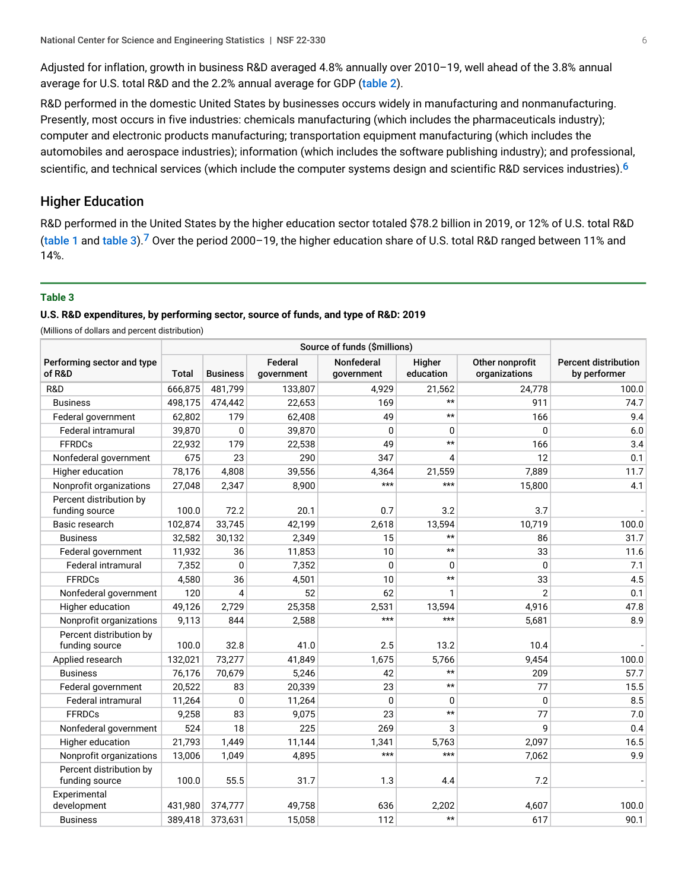Adjusted for inflation, growth in business R&D averaged 4.8% annually over 2010–19, well ahead of the 3.8% annual average for U.S. total R&D and the 2.2% annual average for GDP (table 2).

R&D performed in the domestic United States by businesses occurs widely in manufacturing and nonmanufacturing. Presently, most occurs in five industries: chemicals manufacturing (which includes the pharmaceuticals industry); computer and electronic products manufacturing; transportation equipment manufacturing (which includes the automobiles and aerospace industries); information (which includes the software publishing industry); and professional, scientific, and technical services (which include the computer systems design and scientific R&D services industries).[6]

## Higher Education

R&D performed in the United States by the higher education sector totaled $78.2 billion in 2019, or 12% of U.S. total R&D (table 1 and table 3).[7] Over the period 2000–19, the higher education share of U.S. total R&D ranged between 11% and 14%.

**Table 3**

**U.S. R&D expenditures, by performing sector, source of funds, and type of R&D: 2019**

(Millions of dollars and percent distribution)

| Performing sector and type of R&D | Source of funds ($millions) | | | | | | Percent distribution by performer |
|---|---|---|---|---|---|---|---|
| | Total | Business | Federal government | Nonfederal government | Higher education | Other nonprofit organizations | |
| R&D | 666,875 | 481,799 | 133,807 | 4,929 | 21,562 | 24,778 | 100.0 |
| Business | 498,175 | 474,442 | 22,653 | 169 | ** | 911 | 74.7 |
| Federal government | 62,802 | 179 | 62,408 | 49 | ** | 166 | 9.4 |
| Federal intramural | 39,870 | 0 | 39,870 | 0 | 0 | 0 | 6.0 |
| FFRDCs | 22,932 | 179 | 22,538 | 49 | ** | 166 | 3.4 |
| Nonfederal government | 675 | 23 | 290 | 347 | 4 | 12 | 0.1 |
| Higher education | 78,176 | 4,808 | 39,556 | 4,364 | 21,559 | 7,889 | 11.7 |
| Nonprofit organizations | 27,048 | 2,347 | 8,900 | *** | *** | 15,800 | 4.1 |
| Percent distribution by funding source | 100.0 | 72.2 | 20.1 | 0.7 | 3.2 | 3.7 | - |
| Basic research | 102,874 | 33,745 | 42,199 | 2,618 | 13,594 | 10,719 | 100.0 |
| Business | 32,582 | 30,132 | 2,349 | 15 | ** | 86 | 31.7 |
| Federal government | 11,932 | 36 | 11,853 | 10 | ** | 33 | 11.6 |
| Federal intramural | 7,352 | 0 | 7,352 | 0 | 0 | 0 | 7.1 |
| FFRDCs | 4,580 | 36 | 4,501 | 10 | ** | 33 | 4.5 |
| Nonfederal government | 120 | 4 | 52 | 62 | 1 | 2 | 0.1 |
| Higher education | 49,126 | 2,729 | 25,358 | 2,531 | 13,594 | 4,916 | 47.8 |
| Nonprofit organizations | 9,113 | 844 | 2,588 | *** | *** | 5,681 | 8.9 |
| Percent distribution by funding source | 100.0 | 32.8 | 41.0 | 2.5 | 13.2 | 10.4 | - |
| Applied research | 132,021 | 73,277 | 41,849 | 1,675 | 5,766 | 9,454 | 100.0 |
| Business | 76,176 | 70,679 | 5,246 | 42 | ** | 209 | 57.7 |
| Federal government | 20,522 | 83 | 20,339 | 23 | ** | 77 | 15.5 |
| Federal intramural | 11,264 | 0 | 11,264 | 0 | 0 | 0 | 8.5 |
| FFRDCs | 9,258 | 83 | 9,075 | 23 | ** | 77 | 7.0 |
| Nonfederal government | 524 | 18 | 225 | 269 | 3 | 9 | 0.4 |
| Higher education | 21,793 | 1,449 | 11,144 | 1,341 | 5,763 | 2,097 | 16.5 |
| Nonprofit organizations | 13,006 | 1,049 | 4,895 | *** | *** | 7,062 | 9.9 |
| Percent distribution by funding source | 100.0 | 55.5 | 31.7 | 1.3 | 4.4 | 7.2 | - |
| Experimental development | 431,980 | 374,777 | 49,758 | 636 | 2,202 | 4,607 | 100.0 |
| Business | 389,418 | 373,631 | 15,058 | 112 | ** | 617 | 90.1 |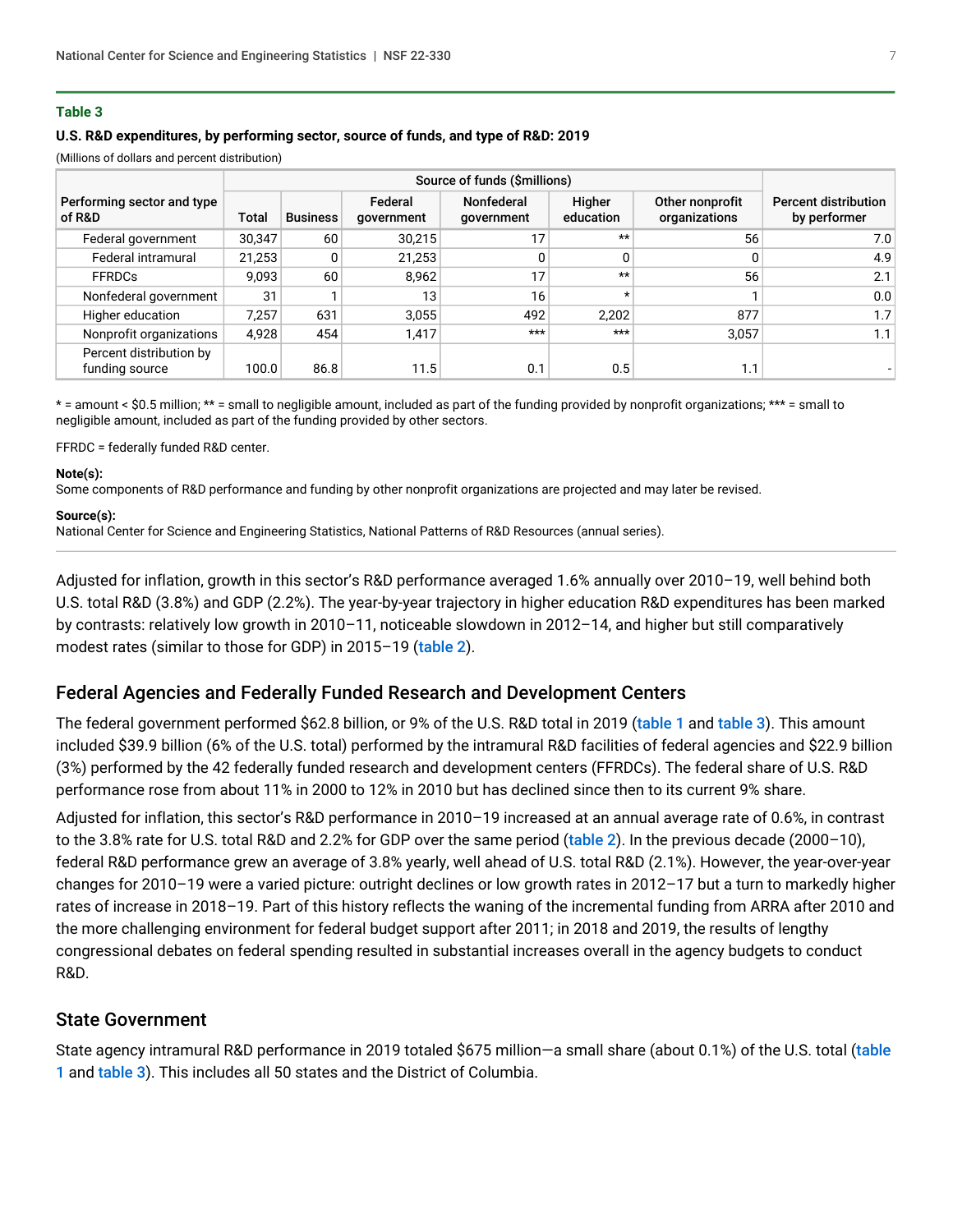**Table 3**

**U.S. R&D expenditures, by performing sector, source of funds, and type of R&D: 2019**

(Millions of dollars and percent distribution)

| Performing sector and type of R&D | Source of funds ($millions) | | | | | | Percent distribution by performer |
|---|---|---|---|---|---|---|---|
| | Total | Business | Federal government | Nonfederal government | Higher education | Other nonprofit organizations | |
| Federal government | 30,347 | 60 | 30,215 | 17 | ** | 56 | 7.0 |
| Federal intramural | 21,253 | 0 | 21,253 | 0 | 0 | 0 | 4.9 |
| FFRDCs | 9,093 | 60 | 8,962 | 17 | ** | 56 | 2.1 |
| Nonfederal government | 31 | 1 | 13 | 16 | * | 1 | 0.0 |
| Higher education | 7,257 | 631 | 3,055 | 492 | 2,202 | 877 | 1.7 |
| Nonprofit organizations | 4,928 | 454 | 1,417 | *** | *** | 3,057 | 1.1 |
| Percent distribution by funding source | 100.0 | 86.8 | 11.5 | 0.1 | 0.5 | 1.1 | - |

* = amount < $0.5 million; ** = small to negligible amount, included as part of the funding provided by nonprofit organizations; *** = small to negligible amount, included as part of the funding provided by other sectors.

FFRDC = federally funded R&D center.

**Note(s):**
Some components of R&D performance and funding by other nonprofit organizations are projected and may later be revised.

**Source(s):**
National Center for Science and Engineering Statistics, National Patterns of R&D Resources (annual series).

Adjusted for inflation, growth in this sector's R&D performance averaged 1.6% annually over 2010–19, well behind both U.S. total R&D (3.8%) and GDP (2.2%). The year-by-year trajectory in higher education R&D expenditures has been marked by contrasts: relatively low growth in 2010–11, noticeable slowdown in 2012–14, and higher but still comparatively modest rates (similar to those for GDP) in 2015–19 (table 2).

## Federal Agencies and Federally Funded Research and Development Centers

The federal government performed $62.8 billion, or 9% of the U.S. R&D total in 2019 (table 1 and table 3). This amount included $39.9 billion (6% of the U.S. total) performed by the intramural R&D facilities of federal agencies and $22.9 billion (3%) performed by the 42 federally funded research and development centers (FFRDCs). The federal share of U.S. R&D performance rose from about 11% in 2000 to 12% in 2010 but has declined since then to its current 9% share.

Adjusted for inflation, this sector's R&D performance in 2010–19 increased at an annual average rate of 0.6%, in contrast to the 3.8% rate for U.S. total R&D and 2.2% for GDP over the same period (table 2). In the previous decade (2000–10), federal R&D performance grew an average of 3.8% yearly, well ahead of U.S. total R&D (2.1%). However, the year-over-year changes for 2010–19 were a varied picture: outright declines or low growth rates in 2012–17 but a turn to markedly higher rates of increase in 2018–19. Part of this history reflects the waning of the incremental funding from ARRA after 2010 and the more challenging environment for federal budget support after 2011; in 2018 and 2019, the results of lengthy congressional debates on federal spending resulted in substantial increases overall in the agency budgets to conduct R&D.

## State Government

State agency intramural R&D performance in 2019 totaled $675 million—a small share (about 0.1%) of the U.S. total (table 1 and table 3). This includes all 50 states and the District of Columbia.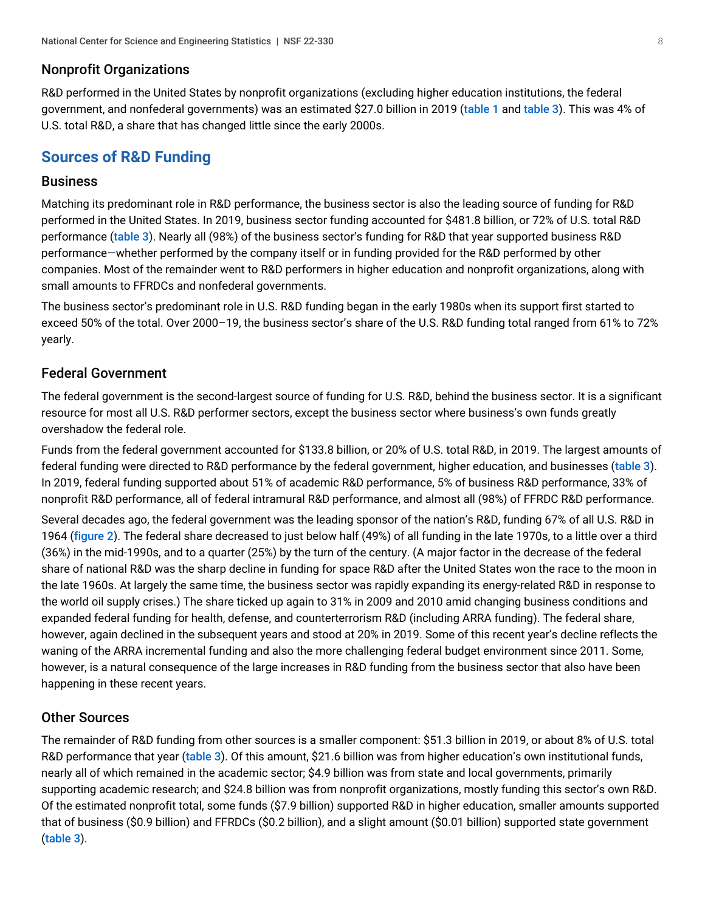### Nonprofit Organizations

R&D performed in the United States by nonprofit organizations (excluding higher education institutions, the federal government, and nonfederal governments) was an estimated $27.0 billion in 2019 (table 1 and table 3). This was 4% of U.S. total R&D, a share that has changed little since the early 2000s.

## Sources of R&D Funding

### Business

Matching its predominant role in R&D performance, the business sector is also the leading source of funding for R&D performed in the United States. In 2019, business sector funding accounted for $481.8 billion, or 72% of U.S. total R&D performance (table 3). Nearly all (98%) of the business sector's funding for R&D that year supported business R&D performance—whether performed by the company itself or in funding provided for the R&D performed by other companies. Most of the remainder went to R&D performers in higher education and nonprofit organizations, along with small amounts to FFRDCs and nonfederal governments.

The business sector's predominant role in U.S. R&D funding began in the early 1980s when its support first started to exceed 50% of the total. Over 2000–19, the business sector's share of the U.S. R&D funding total ranged from 61% to 72% yearly.

### Federal Government

The federal government is the second-largest source of funding for U.S. R&D, behind the business sector. It is a significant resource for most all U.S. R&D performer sectors, except the business sector where business's own funds greatly overshadow the federal role.

Funds from the federal government accounted for $133.8 billion, or 20% of U.S. total R&D, in 2019. The largest amounts of federal funding were directed to R&D performance by the federal government, higher education, and businesses (table 3). In 2019, federal funding supported about 51% of academic R&D performance, 5% of business R&D performance, 33% of nonprofit R&D performance, all of federal intramural R&D performance, and almost all (98%) of FFRDC R&D performance.

Several decades ago, the federal government was the leading sponsor of the nation's R&D, funding 67% of all U.S. R&D in 1964 (figure 2). The federal share decreased to just below half (49%) of all funding in the late 1970s, to a little over a third (36%) in the mid-1990s, and to a quarter (25%) by the turn of the century. (A major factor in the decrease of the federal share of national R&D was the sharp decline in funding for space R&D after the United States won the race to the moon in the late 1960s. At largely the same time, the business sector was rapidly expanding its energy-related R&D in response to the world oil supply crises.) The share ticked up again to 31% in 2009 and 2010 amid changing business conditions and expanded federal funding for health, defense, and counterterrorism R&D (including ARRA funding). The federal share, however, again declined in the subsequent years and stood at 20% in 2019. Some of this recent year's decline reflects the waning of the ARRA incremental funding and also the more challenging federal budget environment since 2011. Some, however, is a natural consequence of the large increases in R&D funding from the business sector that also have been happening in these recent years.

### Other Sources

The remainder of R&D funding from other sources is a smaller component: $51.3 billion in 2019, or about 8% of U.S. total R&D performance that year (table 3). Of this amount, $21.6 billion was from higher education's own institutional funds, nearly all of which remained in the academic sector; $4.9 billion was from state and local governments, primarily supporting academic research; and $24.8 billion was from nonprofit organizations, mostly funding this sector's own R&D. Of the estimated nonprofit total, some funds ($7.9 billion) supported R&D in higher education, smaller amounts supported that of business ($0.9 billion) and FFRDCs ($0.2 billion), and a slight amount ($0.01 billion) supported state government (table 3).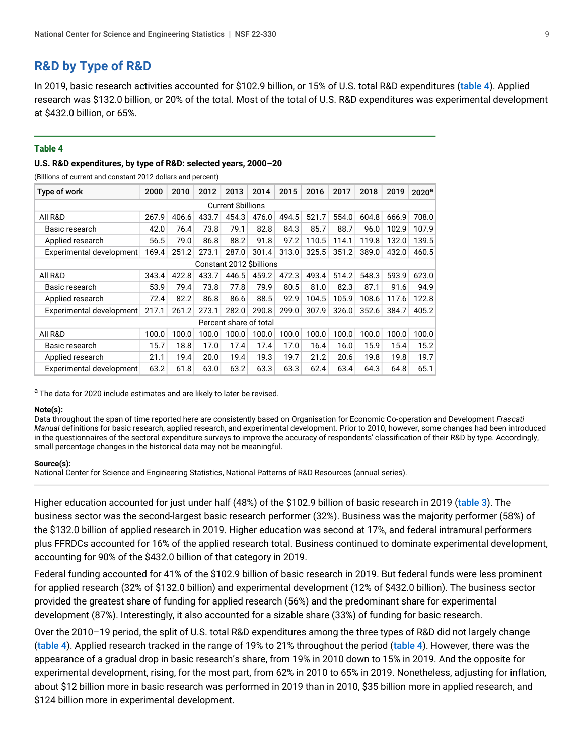## R&D by Type of R&D

In 2019, basic research activities accounted for $102.9 billion, or 15% of U.S. total R&D expenditures (table 4). Applied research was $132.0 billion, or 20% of the total. Most of the total of U.S. R&D expenditures was experimental development at $432.0 billion, or 65%.

**Table 4**

**U.S. R&D expenditures, by type of R&D: selected years, 2000–20**

(Billions of current and constant 2012 dollars and percent)

| Type of work | 2000 | 2010 | 2012 | 2013 | 2014 | 2015 | 2016 | 2017 | 2018 | 2019 | 2020[a] |
|---|---|---|---|---|---|---|---|---|---|---|---|
| Current $billions | | | | | | | | | | | |
| All R&D | 267.9 | 406.6 | 433.7 | 454.3 | 476.0 | 494.5 | 521.7 | 554.0 | 604.8 | 666.9 | 708.0 |
| Basic research | 42.0 | 76.4 | 73.8 | 79.1 | 82.8 | 84.3 | 85.7 | 88.7 | 96.0 | 102.9 | 107.9 |
| Applied research | 56.5 | 79.0 | 86.8 | 88.2 | 91.8 | 97.2 | 110.5 | 114.1 | 119.8 | 132.0 | 139.5 |
| Experimental development | 169.4 | 251.2 | 273.1 | 287.0 | 301.4 | 313.0 | 325.5 | 351.2 | 389.0 | 432.0 | 460.5 |
| Constant 2012 $billions | | | | | | | | | | | |
| All R&D | 343.4 | 422.8 | 433.7 | 446.5 | 459.2 | 472.3 | 493.4 | 514.2 | 548.3 | 593.9 | 623.0 |
| Basic research | 53.9 | 79.4 | 73.8 | 77.8 | 79.9 | 80.5 | 81.0 | 82.3 | 87.1 | 91.6 | 94.9 |
| Applied research | 72.4 | 82.2 | 86.8 | 86.6 | 88.5 | 92.9 | 104.5 | 105.9 | 108.6 | 117.6 | 122.8 |
| Experimental development | 217.1 | 261.2 | 273.1 | 282.0 | 290.8 | 299.0 | 307.9 | 326.0 | 352.6 | 384.7 | 405.2 |
| Percent share of total | | | | | | | | | | | |
| All R&D | 100.0 | 100.0 | 100.0 | 100.0 | 100.0 | 100.0 | 100.0 | 100.0 | 100.0 | 100.0 | 100.0 |
| Basic research | 15.7 | 18.8 | 17.0 | 17.4 | 17.4 | 17.0 | 16.4 | 16.0 | 15.9 | 15.4 | 15.2 |
| Applied research | 21.1 | 19.4 | 20.0 | 19.4 | 19.3 | 19.7 | 21.2 | 20.6 | 19.8 | 19.8 | 19.7 |
| Experimental development | 63.2 | 61.8 | 63.0 | 63.2 | 63.3 | 63.3 | 62.4 | 63.4 | 64.3 | 64.8 | 65.1 |

[a] The data for 2020 include estimates and are likely to later be revised.

**Note(s):**
Data throughout the span of time reported here are consistently based on Organisation for Economic Co-operation and Development *Frascati Manual* definitions for basic research, applied research, and experimental development. Prior to 2010, however, some changes had been introduced in the questionnaires of the sectoral expenditure surveys to improve the accuracy of respondents' classification of their R&D by type. Accordingly, small percentage changes in the historical data may not be meaningful.

**Source(s):**
National Center for Science and Engineering Statistics, National Patterns of R&D Resources (annual series).

Higher education accounted for just under half (48%) of the $102.9 billion of basic research in 2019 (table 3). The business sector was the second-largest basic research performer (32%). Business was the majority performer (58%) of the $132.0 billion of applied research in 2019. Higher education was second at 17%, and federal intramural performers plus FFRDCs accounted for 16% of the applied research total. Business continued to dominate experimental development, accounting for 90% of the $432.0 billion of that category in 2019.

Federal funding accounted for 41% of the $102.9 billion of basic research in 2019. But federal funds were less prominent for applied research (32% of $132.0 billion) and experimental development (12% of $432.0 billion). The business sector provided the greatest share of funding for applied research (56%) and the predominant share for experimental development (87%). Interestingly, it also accounted for a sizable share (33%) of funding for basic research.

Over the 2010–19 period, the split of U.S. total R&D expenditures among the three types of R&D did not largely change (table 4). Applied research tracked in the range of 19% to 21% throughout the period (table 4). However, there was the appearance of a gradual drop in basic research's share, from 19% in 2010 down to 15% in 2019. And the opposite for experimental development, rising, for the most part, from 62% in 2010 to 65% in 2019. Nonetheless, adjusting for inflation, about $12 billion more in basic research was performed in 2019 than in 2010, $35 billion more in applied research, and $124 billion more in experimental development.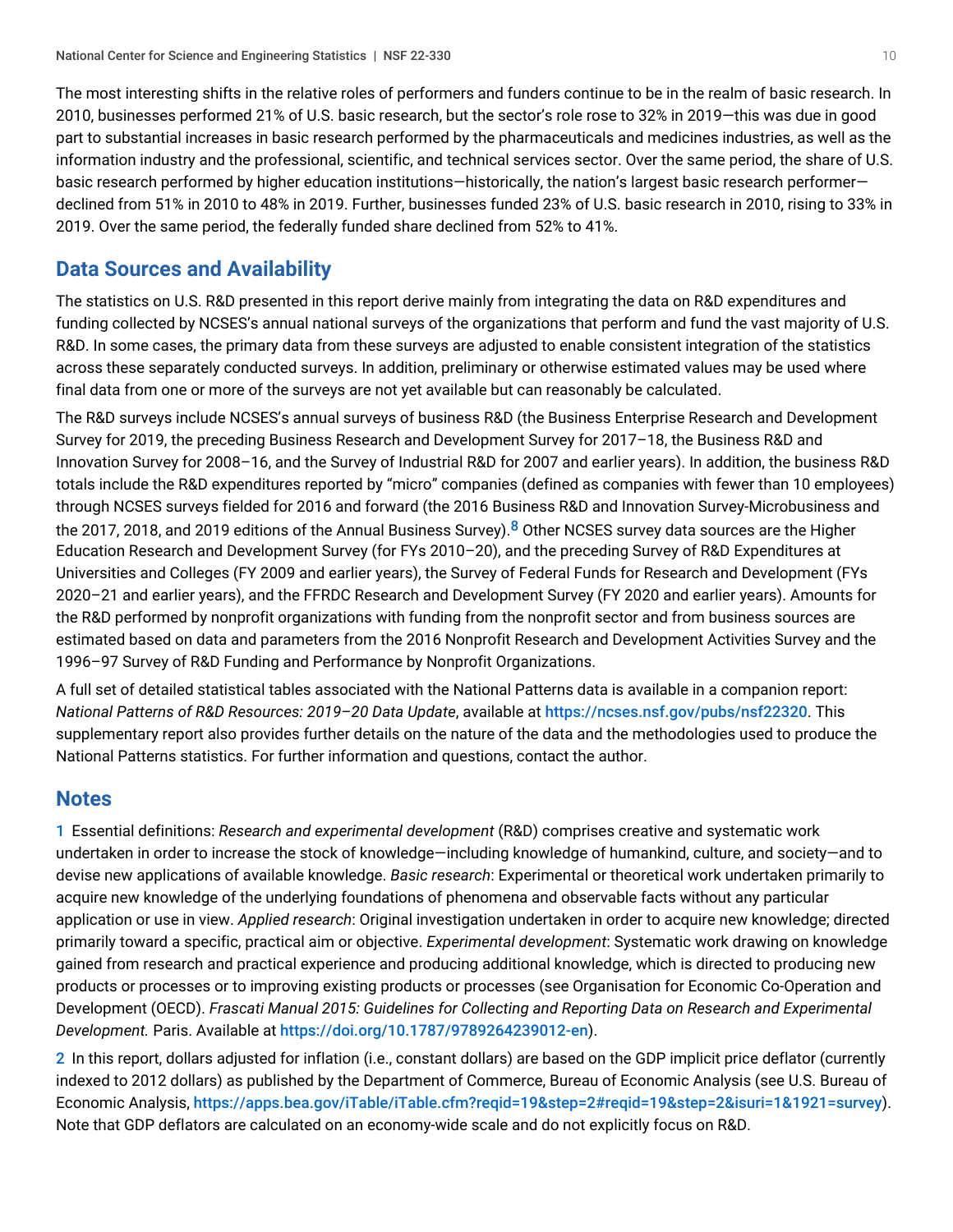The most interesting shifts in the relative roles of performers and funders continue to be in the realm of basic research. In 2010, businesses performed 21% of U.S. basic research, but the sector's role rose to 32% in 2019—this was due in good part to substantial increases in basic research performed by the pharmaceuticals and medicines industries, as well as the information industry and the professional, scientific, and technical services sector. Over the same period, the share of U.S. basic research performed by higher education institutions—historically, the nation's largest basic research performer—declined from 51% in 2010 to 48% in 2019. Further, businesses funded 23% of U.S. basic research in 2010, rising to 33% in 2019. Over the same period, the federally funded share declined from 52% to 41%.

## Data Sources and Availability

The statistics on U.S. R&D presented in this report derive mainly from integrating the data on R&D expenditures and funding collected by NCSES's annual national surveys of the organizations that perform and fund the vast majority of U.S. R&D. In some cases, the primary data from these surveys are adjusted to enable consistent integration of the statistics across these separately conducted surveys. In addition, preliminary or otherwise estimated values may be used where final data from one or more of the surveys are not yet available but can reasonably be calculated.

The R&D surveys include NCSES's annual surveys of business R&D (the Business Enterprise Research and Development Survey for 2019, the preceding Business Research and Development Survey for 2017–18, the Business R&D and Innovation Survey for 2008–16, and the Survey of Industrial R&D for 2007 and earlier years). In addition, the business R&D totals include the R&D expenditures reported by "micro" companies (defined as companies with fewer than 10 employees) through NCSES surveys fielded for 2016 and forward (the 2016 Business R&D and Innovation Survey-Microbusiness and the 2017, 2018, and 2019 editions of the Annual Business Survey).[8] Other NCSES survey data sources are the Higher Education Research and Development Survey (for FYs 2010–20), and the preceding Survey of R&D Expenditures at Universities and Colleges (FY 2009 and earlier years), the Survey of Federal Funds for Research and Development (FYs 2020–21 and earlier years), and the FFRDC Research and Development Survey (FY 2020 and earlier years). Amounts for the R&D performed by nonprofit organizations with funding from the nonprofit sector and from business sources are estimated based on data and parameters from the 2016 Nonprofit Research and Development Activities Survey and the 1996–97 Survey of R&D Funding and Performance by Nonprofit Organizations.

A full set of detailed statistical tables associated with the National Patterns data is available in a companion report: *National Patterns of R&D Resources: 2019–20 Data Update*, available at https://ncses.nsf.gov/pubs/nsf22320. This supplementary report also provides further details on the nature of the data and the methodologies used to produce the National Patterns statistics. For further information and questions, contact the author.

## Notes

1 Essential definitions: *Research and experimental development* (R&D) comprises creative and systematic work undertaken in order to increase the stock of knowledge—including knowledge of humankind, culture, and society—and to devise new applications of available knowledge. *Basic research*: Experimental or theoretical work undertaken primarily to acquire new knowledge of the underlying foundations of phenomena and observable facts without any particular application or use in view. *Applied research*: Original investigation undertaken in order to acquire new knowledge; directed primarily toward a specific, practical aim or objective. *Experimental development*: Systematic work drawing on knowledge gained from research and practical experience and producing additional knowledge, which is directed to producing new products or processes or to improving existing products or processes (see Organisation for Economic Co-Operation and Development (OECD). *Frascati Manual 2015: Guidelines for Collecting and Reporting Data on Research and Experimental Development.* Paris. Available at https://doi.org/10.1787/9789264239012-en).

2 In this report, dollars adjusted for inflation (i.e., constant dollars) are based on the GDP implicit price deflator (currently indexed to 2012 dollars) as published by the Department of Commerce, Bureau of Economic Analysis (see U.S. Bureau of Economic Analysis, https://apps.bea.gov/iTable/iTable.cfm?reqid=19&step=2#reqid=19&step=2&isuri=1&1921=survey). Note that GDP deflators are calculated on an economy-wide scale and do not explicitly focus on R&D.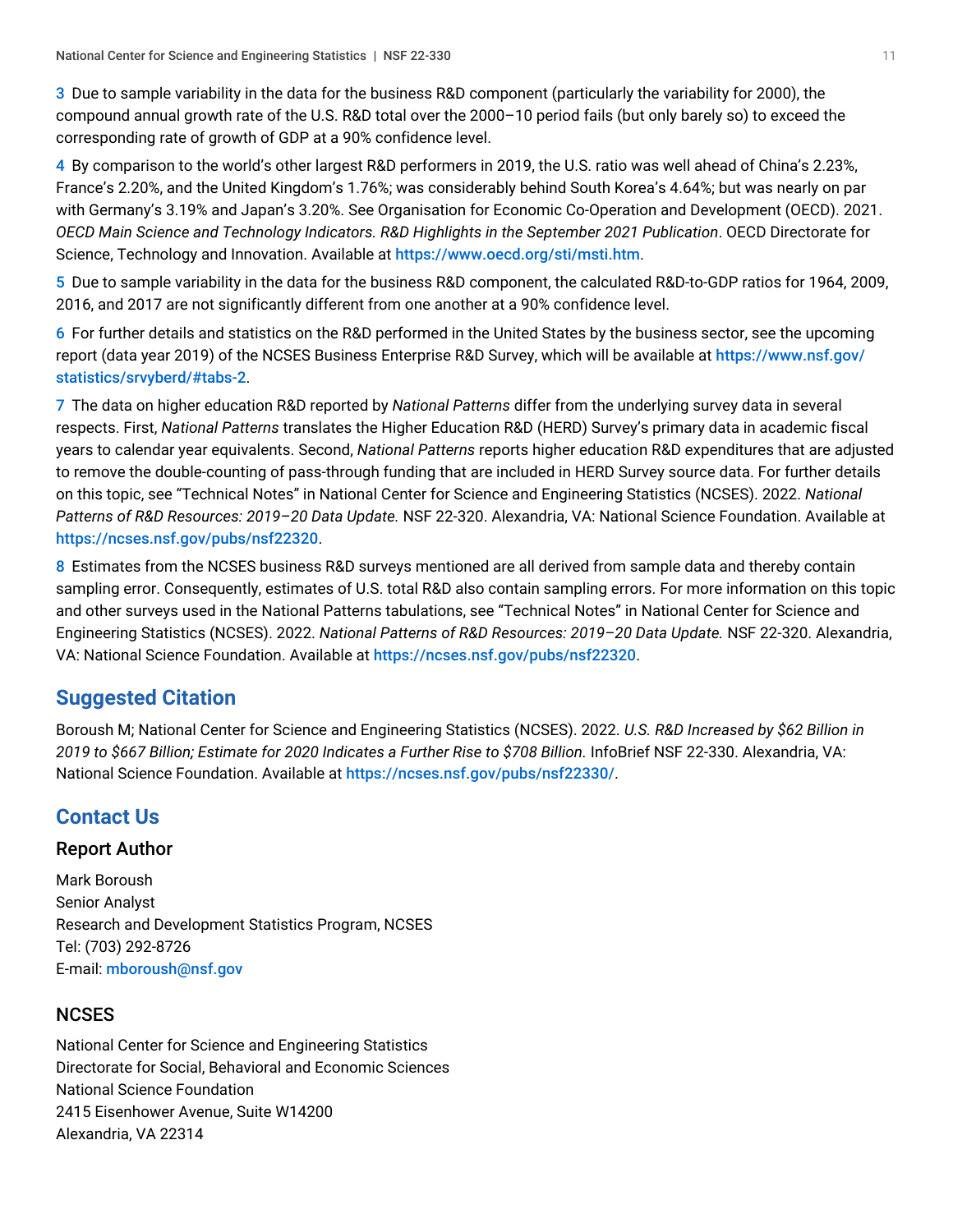3 Due to sample variability in the data for the business R&D component (particularly the variability for 2000), the compound annual growth rate of the U.S. R&D total over the 2000–10 period fails (but only barely so) to exceed the corresponding rate of growth of GDP at a 90% confidence level.

4 By comparison to the world's other largest R&D performers in 2019, the U.S. ratio was well ahead of China's 2.23%, France's 2.20%, and the United Kingdom's 1.76%; was considerably behind South Korea's 4.64%; but was nearly on par with Germany's 3.19% and Japan's 3.20%. See Organisation for Economic Co-Operation and Development (OECD). 2021. *OECD Main Science and Technology Indicators. R&D Highlights in the September 2021 Publication*. OECD Directorate for Science, Technology and Innovation. Available at https://www.oecd.org/sti/msti.htm.

5 Due to sample variability in the data for the business R&D component, the calculated R&D-to-GDP ratios for 1964, 2009, 2016, and 2017 are not significantly different from one another at a 90% confidence level.

6 For further details and statistics on the R&D performed in the United States by the business sector, see the upcoming report (data year 2019) of the NCSES Business Enterprise R&D Survey, which will be available at https://www.nsf.gov/statistics/srvyberd/#tabs-2.

7 The data on higher education R&D reported by *National Patterns* differ from the underlying survey data in several respects. First, *National Patterns* translates the Higher Education R&D (HERD) Survey's primary data in academic fiscal years to calendar year equivalents. Second, *National Patterns* reports higher education R&D expenditures that are adjusted to remove the double-counting of pass-through funding that are included in HERD Survey source data. For further details on this topic, see "Technical Notes" in National Center for Science and Engineering Statistics (NCSES). 2022. *National Patterns of R&D Resources: 2019–20 Data Update.* NSF 22-320. Alexandria, VA: National Science Foundation. Available at https://ncses.nsf.gov/pubs/nsf22320.

8 Estimates from the NCSES business R&D surveys mentioned are all derived from sample data and thereby contain sampling error. Consequently, estimates of U.S. total R&D also contain sampling errors. For more information on this topic and other surveys used in the National Patterns tabulations, see "Technical Notes" in National Center for Science and Engineering Statistics (NCSES). 2022. *National Patterns of R&D Resources: 2019–20 Data Update.* NSF 22-320. Alexandria, VA: National Science Foundation. Available at https://ncses.nsf.gov/pubs/nsf22320.

## Suggested Citation

Boroush M; National Center for Science and Engineering Statistics (NCSES). 2022. *U.S. R&D Increased by $62 Billion in 2019 to $667 Billion; Estimate for 2020 Indicates a Further Rise to $708 Billion.* InfoBrief NSF 22-330. Alexandria, VA: National Science Foundation. Available at https://ncses.nsf.gov/pubs/nsf22330/.

## Contact Us

### Report Author

Mark Boroush
Senior Analyst
Research and Development Statistics Program, NCSES
Tel: (703) 292-8726
E-mail: mboroush@nsf.gov

### NCSES

National Center for Science and Engineering Statistics
Directorate for Social, Behavioral and Economic Sciences
National Science Foundation
2415 Eisenhower Avenue, Suite W14200
Alexandria, VA 22314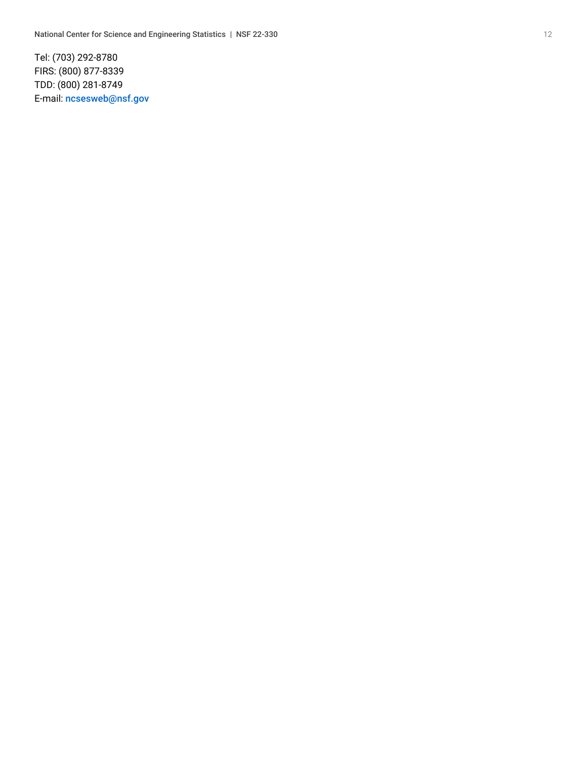Tel: (703) 292-8780
FIRS: (800) 877-8339
TDD: (800) 281-8749
E-mail: ncsesweb@nsf.gov